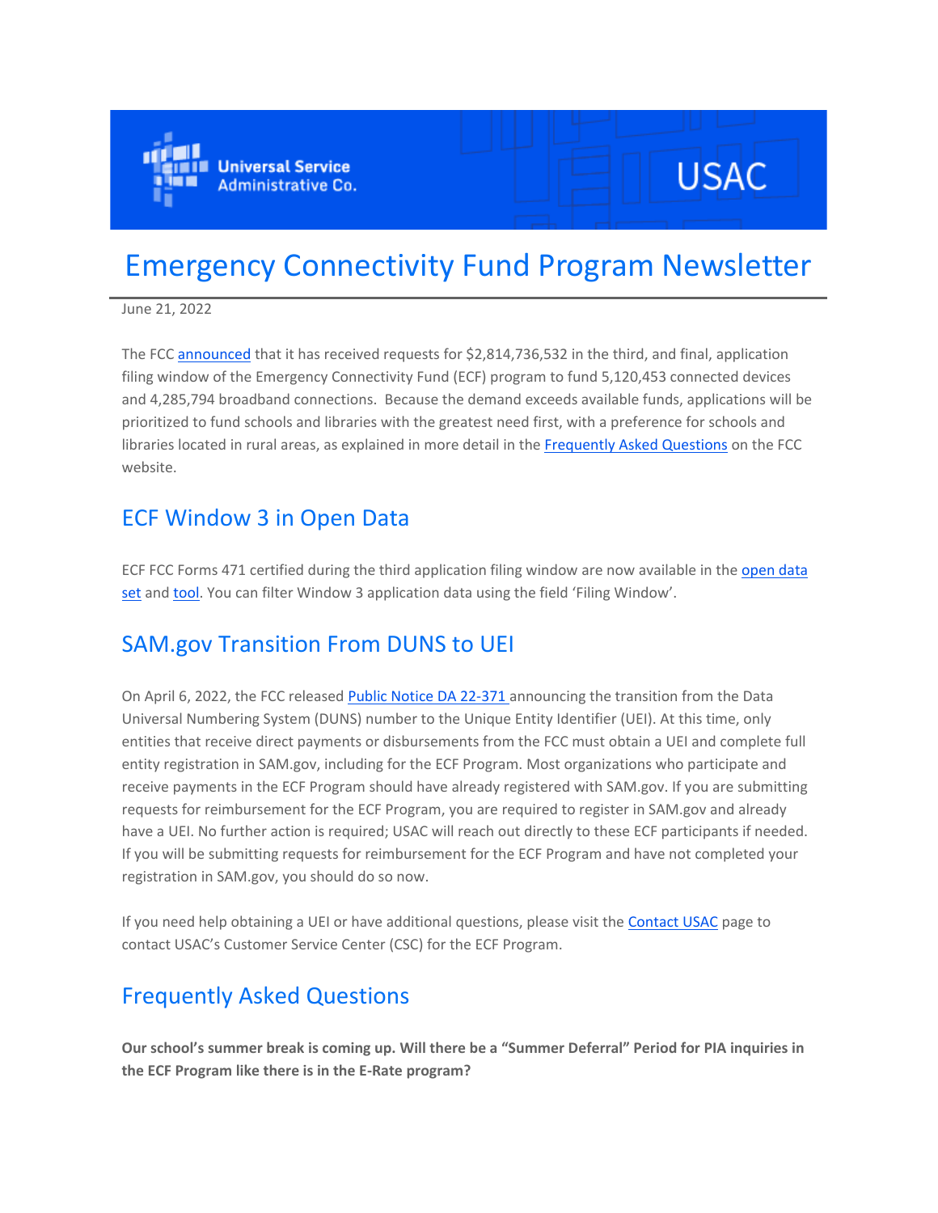# Emergency Connectivity Fund Program Newsletter

June 21, 2022

The FCC announced that it has received requests for $2,814,736,532 in the third, and final, application filing window of the Emergency Connectivity Fund (ECF) program to fund 5,120,453 connected devices and 4,285,794 broadband connections. Because the demand exceeds available funds, applications will be prioritized to fund schools and libraries with the greatest need first, with a preference for schools and libraries located in rural areas, as explained in more detail in the Frequently Asked Questions on the FCC website.

## ECF Window 3 in Open Data

ECF FCC Forms 471 certified during the third application filing window are now available in the open data set and tool. You can filter Window 3 application data using the field 'Filing Window'.

## SAM.gov Transition From DUNS to UEI

On April 6, 2022, the FCC released Public Notice DA 22-371 announcing the transition from the Data Universal Numbering System (DUNS) number to the Unique Entity Identifier (UEI). At this time, only entities that receive direct payments or disbursements from the FCC must obtain a UEI and complete full entity registration in SAM.gov, including for the ECF Program. Most organizations who participate and receive payments in the ECF Program should have already registered with SAM.gov. If you are submitting requests for reimbursement for the ECF Program, you are required to register in SAM.gov and already have a UEI. No further action is required; USAC will reach out directly to these ECF participants if needed. If you will be submitting requests for reimbursement for the ECF Program and have not completed your registration in SAM.gov, you should do so now.

If you need help obtaining a UEI or have additional questions, please visit the Contact USAC page to contact USAC's Customer Service Center (CSC) for the ECF Program.

## Frequently Asked Questions

**Our school's summer break is coming up. Will there be a "Summer Deferral" Period for PIA inquiries in the ECF Program like there is in the E-Rate program?**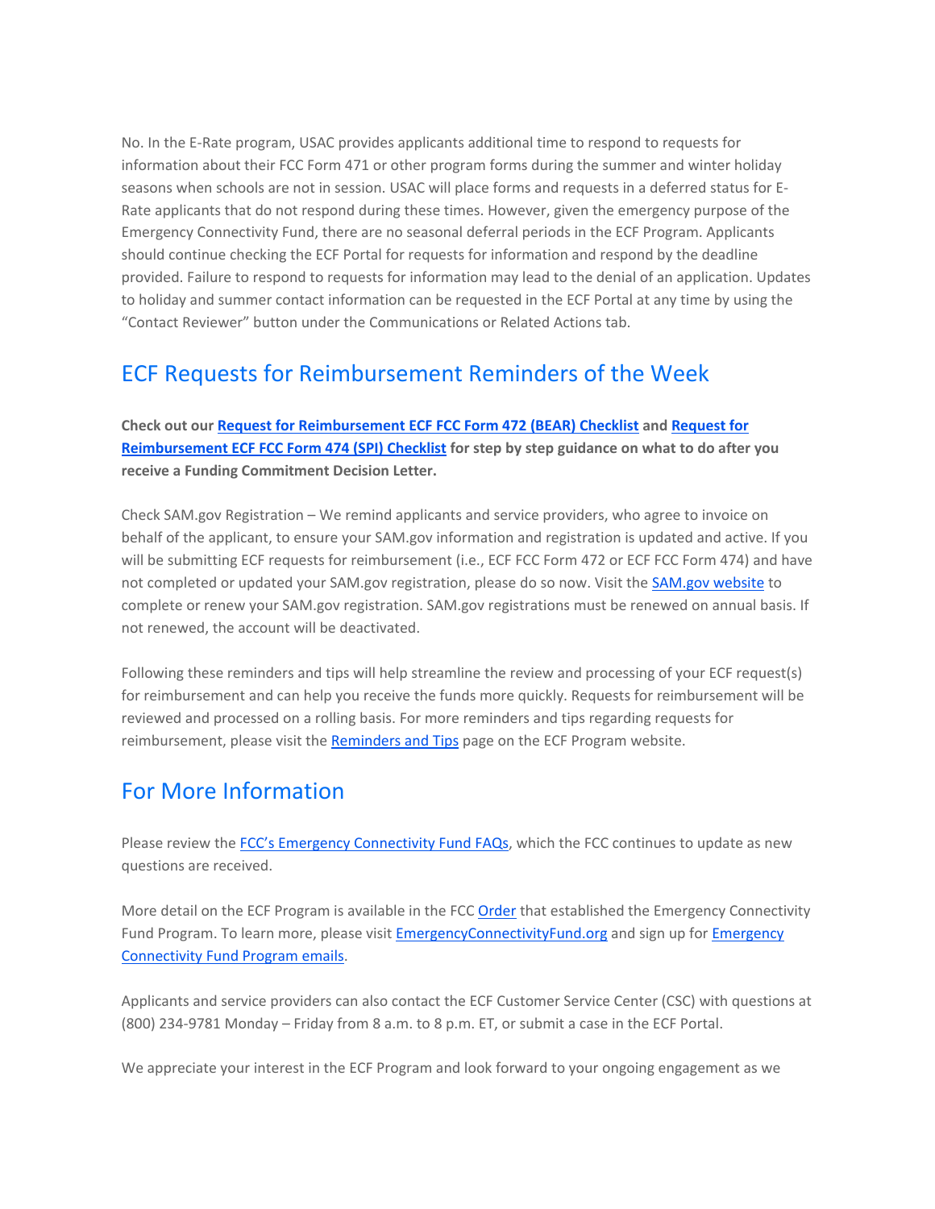No. In the E-Rate program, USAC provides applicants additional time to respond to requests for information about their FCC Form 471 or other program forms during the summer and winter holiday seasons when schools are not in session. USAC will place forms and requests in a deferred status for E-Rate applicants that do not respond during these times. However, given the emergency purpose of the Emergency Connectivity Fund, there are no seasonal deferral periods in the ECF Program. Applicants should continue checking the ECF Portal for requests for information and respond by the deadline provided. Failure to respond to requests for information may lead to the denial of an application. Updates to holiday and summer contact information can be requested in the ECF Portal at any time by using the "Contact Reviewer" button under the Communications or Related Actions tab.

## ECF Requests for Reimbursement Reminders of the Week

**Check out our Request for Reimbursement ECF FCC Form 472 (BEAR) Checklist and Request for Reimbursement ECF FCC Form 474 (SPI) Checklist for step by step guidance on what to do after you receive a Funding Commitment Decision Letter.**

Check SAM.gov Registration – We remind applicants and service providers, who agree to invoice on behalf of the applicant, to ensure your SAM.gov information and registration is updated and active. If you will be submitting ECF requests for reimbursement (i.e., ECF FCC Form 472 or ECF FCC Form 474) and have not completed or updated your SAM.gov registration, please do so now. Visit the SAM.gov website to complete or renew your SAM.gov registration. SAM.gov registrations must be renewed on annual basis. If not renewed, the account will be deactivated.

Following these reminders and tips will help streamline the review and processing of your ECF request(s) for reimbursement and can help you receive the funds more quickly. Requests for reimbursement will be reviewed and processed on a rolling basis. For more reminders and tips regarding requests for reimbursement, please visit the Reminders and Tips page on the ECF Program website.

## For More Information

Please review the FCC's Emergency Connectivity Fund FAQs, which the FCC continues to update as new questions are received.

More detail on the ECF Program is available in the FCC Order that established the Emergency Connectivity Fund Program. To learn more, please visit EmergencyConnectivityFund.org and sign up for Emergency Connectivity Fund Program emails.

Applicants and service providers can also contact the ECF Customer Service Center (CSC) with questions at (800) 234-9781 Monday – Friday from 8 a.m. to 8 p.m. ET, or submit a case in the ECF Portal.

We appreciate your interest in the ECF Program and look forward to your ongoing engagement as we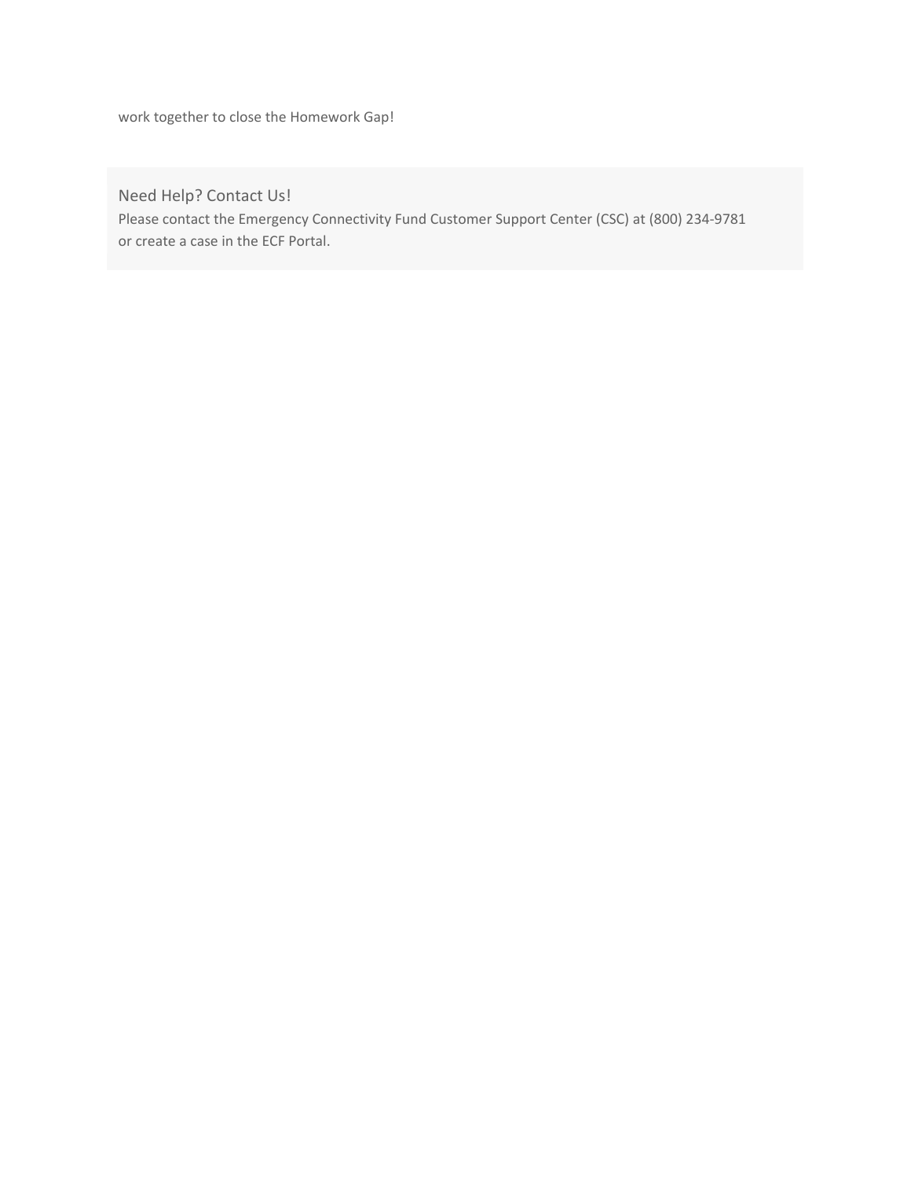work together to close the Homework Gap!

### Need Help? Contact Us!

Please contact the Emergency Connectivity Fund Customer Support Center (CSC) at (800) 234-9781 or create a case in the ECF Portal.